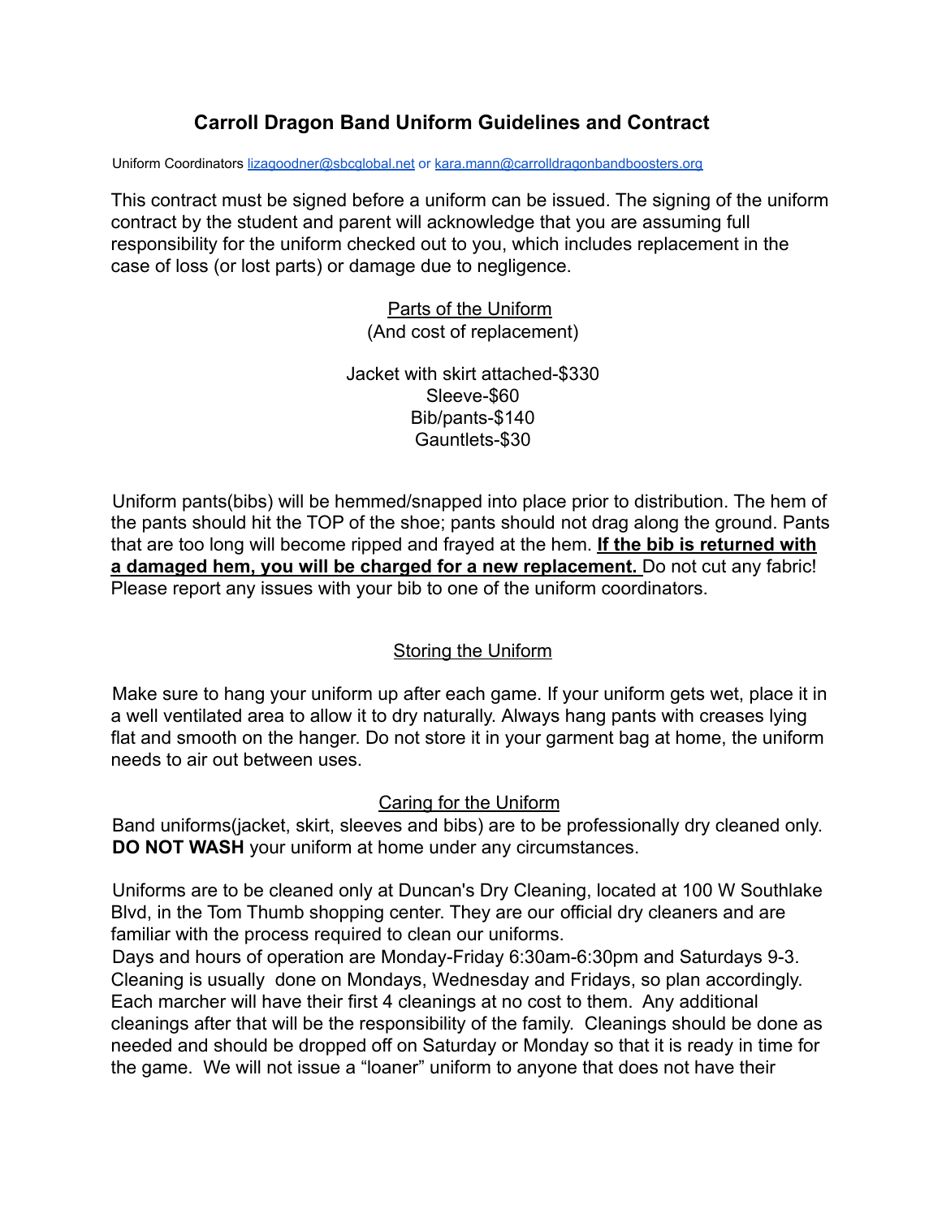# Carroll Dragon Band Uniform Guidelines and Contract

Uniform Coordinators lizagoodner@sbcglobal.net or kara.mann@carrolldragonbandboosters.org

This contract must be signed before a uniform can be issued. The signing of the uniform contract by the student and parent will acknowledge that you are assuming full responsibility for the uniform checked out to you, which includes replacement in the case of loss (or lost parts) or damage due to negligence.

## Parts of the Uniform
(And cost of replacement)

Jacket with skirt attached-$330
Sleeve-$60
Bib/pants-$140
Gauntlets-$30

Uniform pants(bibs) will be hemmed/snapped into place prior to distribution. The hem of the pants should hit the TOP of the shoe; pants should not drag along the ground. Pants that are too long will become ripped and frayed at the hem. **If the bib is returned with a damaged hem, you will be charged for a new replacement.** Do not cut any fabric! Please report any issues with your bib to one of the uniform coordinators.

## Storing the Uniform

Make sure to hang your uniform up after each game. If your uniform gets wet, place it in a well ventilated area to allow it to dry naturally. Always hang pants with creases lying flat and smooth on the hanger. Do not store it in your garment bag at home, the uniform needs to air out between uses.

## Caring for the Uniform

Band uniforms(jacket, skirt, sleeves and bibs) are to be professionally dry cleaned only. **DO NOT WASH** your uniform at home under any circumstances.

Uniforms are to be cleaned only at Duncan's Dry Cleaning, located at 100 W Southlake Blvd, in the Tom Thumb shopping center. They are our official dry cleaners and are familiar with the process required to clean our uniforms.
Days and hours of operation are Monday-Friday 6:30am-6:30pm and Saturdays 9-3. Cleaning is usually done on Mondays, Wednesday and Fridays, so plan accordingly. Each marcher will have their first 4 cleanings at no cost to them. Any additional cleanings after that will be the responsibility of the family. Cleanings should be done as needed and should be dropped off on Saturday or Monday so that it is ready in time for the game. We will not issue a "loaner" uniform to anyone that does not have their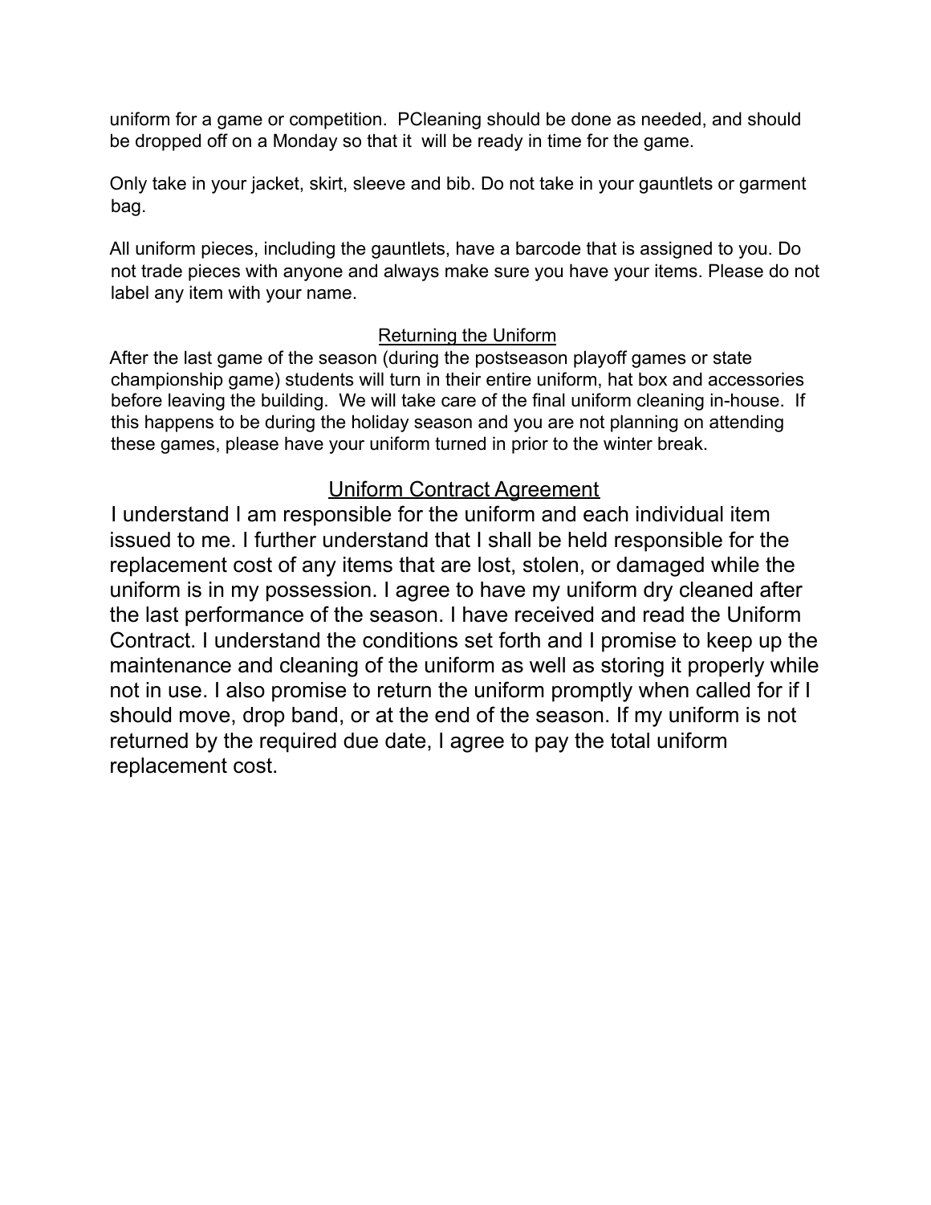uniform for a game or competition. PCleaning should be done as needed, and should be dropped off on a Monday so that it will be ready in time for the game.

Only take in your jacket, skirt, sleeve and bib. Do not take in your gauntlets or garment bag.

All uniform pieces, including the gauntlets, have a barcode that is assigned to you. Do not trade pieces with anyone and always make sure you have your items. Please do not label any item with your name.

### Returning the Uniform

After the last game of the season (during the postseason playoff games or state championship game) students will turn in their entire uniform, hat box and accessories before leaving the building. We will take care of the final uniform cleaning in-house. If this happens to be during the holiday season and you are not planning on attending these games, please have your uniform turned in prior to the winter break.

## Uniform Contract Agreement

I understand I am responsible for the uniform and each individual item issued to me. I further understand that I shall be held responsible for the replacement cost of any items that are lost, stolen, or damaged while the uniform is in my possession. I agree to have my uniform dry cleaned after the last performance of the season. I have received and read the Uniform Contract. I understand the conditions set forth and I promise to keep up the maintenance and cleaning of the uniform as well as storing it properly while not in use. I also promise to return the uniform promptly when called for if I should move, drop band, or at the end of the season. If my uniform is not returned by the required due date, I agree to pay the total uniform replacement cost.